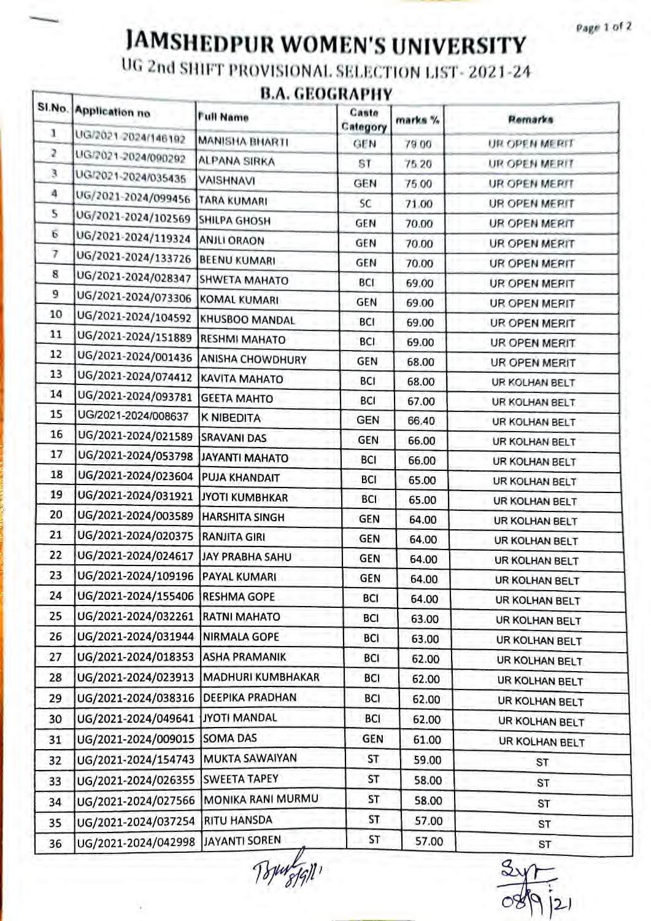# JAMSHEDPUR WOMEN'S UNIVERSITY

## UG 2nd SHIFT PROVISIONAL SELECTION LIST- 2021-24

### B.A. GEOGRAPHY

| Sl.No. | Application no | Full Name | Caste Category | marks % | Remarks |
|---|---|---|---|---|---|
| 1 | UG/2021-2024/146192 | MANISHA BHARTI | GEN | 79.00 | UR OPEN MERIT |
| 2 | UG/2021-2024/090292 | ALPANA SIRKA | ST | 75.20 | UR OPEN MERIT |
| 3 | UG/2021-2024/035435 | VAISHNAVI | GEN | 75.00 | UR OPEN MERIT |
| 4 | UG/2021-2024/099456 | TARA KUMARI | SC | 71.00 | UR OPEN MERIT |
| 5 | UG/2021-2024/102569 | SHILPA GHOSH | GEN | 70.00 | UR OPEN MERIT |
| 6 | UG/2021-2024/119324 | ANJLI ORAON | GEN | 70.00 | UR OPEN MERIT |
| 7 | UG/2021-2024/133726 | BEENU KUMARI | GEN | 70.00 | UR OPEN MERIT |
| 8 | UG/2021-2024/028347 | SHWETA MAHATO | BCI | 69.00 | UR OPEN MERIT |
| 9 | UG/2021-2024/073306 | KOMAL KUMARI | GEN | 69.00 | UR OPEN MERIT |
| 10 | UG/2021-2024/104592 | KHUSBOO MANDAL | BCI | 69.00 | UR OPEN MERIT |
| 11 | UG/2021-2024/151889 | RESHMI MAHATO | BCI | 69.00 | UR OPEN MERIT |
| 12 | UG/2021-2024/001436 | ANISHA CHOWDHURY | GEN | 68.00 | UR OPEN MERIT |
| 13 | UG/2021-2024/074412 | KAVITA MAHATO | BCI | 68.00 | UR KOLHAN BELT |
| 14 | UG/2021-2024/093781 | GEETA MAHTO | BCI | 67.00 | UR KOLHAN BELT |
| 15 | UG/2021-2024/008637 | K NIBEDITA | GEN | 66.40 | UR KOLHAN BELT |
| 16 | UG/2021-2024/021589 | SRAVANI DAS | GEN | 66.00 | UR KOLHAN BELT |
| 17 | UG/2021-2024/053798 | JAYANTI MAHATO | BCI | 66.00 | UR KOLHAN BELT |
| 18 | UG/2021-2024/023604 | PUJA KHANDAIT | BCI | 65.00 | UR KOLHAN BELT |
| 19 | UG/2021-2024/031921 | JYOTI KUMBHKAR | BCI | 65.00 | UR KOLHAN BELT |
| 20 | UG/2021-2024/003589 | HARSHITA SINGH | GEN | 64.00 | UR KOLHAN BELT |
| 21 | UG/2021-2024/020375 | RANJITA GIRI | GEN | 64.00 | UR KOLHAN BELT |
| 22 | UG/2021-2024/024617 | JAY PRABHA SAHU | GEN | 64.00 | UR KOLHAN BELT |
| 23 | UG/2021-2024/109196 | PAYAL KUMARI | GEN | 64.00 | UR KOLHAN BELT |
| 24 | UG/2021-2024/155406 | RESHMA GOPE | BCI | 64.00 | UR KOLHAN BELT |
| 25 | UG/2021-2024/032261 | RATNI MAHATO | BCI | 63.00 | UR KOLHAN BELT |
| 26 | UG/2021-2024/031944 | NIRMALA GOPE | BCI | 63.00 | UR KOLHAN BELT |
| 27 | UG/2021-2024/018353 | ASHA PRAMANIK | BCI | 62.00 | UR KOLHAN BELT |
| 28 | UG/2021-2024/023913 | MADHURI KUMBHAKAR | BCI | 62.00 | UR KOLHAN BELT |
| 29 | UG/2021-2024/038316 | DEEPIKA PRADHAN | BCI | 62.00 | UR KOLHAN BELT |
| 30 | UG/2021-2024/049641 | JYOTI MANDAL | BCI | 62.00 | UR KOLHAN BELT |
| 31 | UG/2021-2024/009015 | SOMA DAS | GEN | 61.00 | UR KOLHAN BELT |
| 32 | UG/2021-2024/154743 | MUKTA SAWAIYAN | ST | 59.00 | ST |
| 33 | UG/2021-2024/026355 | SWEETA TAPEY | ST | 58.00 | ST |
| 34 | UG/2021-2024/027566 | MONIKA RANI MURMU | ST | 58.00 | ST |
| 35 | UG/2021-2024/037254 | RITU HANSDA | ST | 57.00 | ST |
| 36 | UG/2021-2024/042998 | JAYANTI SOREN | ST | 57.00 | ST |

8/9/21

08/9/21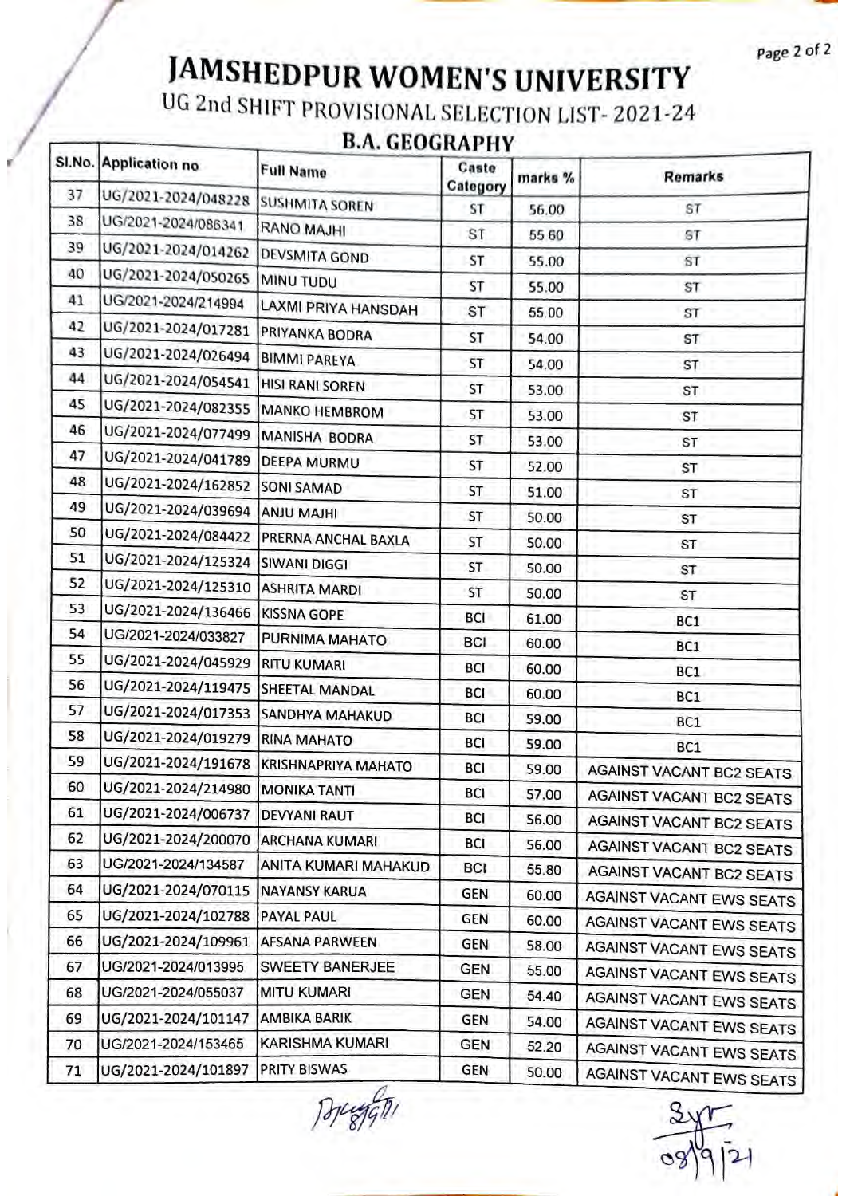# JAMSHEDPUR WOMEN'S UNIVERSITY

## UG 2nd SHIFT PROVISIONAL SELECTION LIST- 2021-24

### B.A. GEOGRAPHY

| Sl.No. | Application no | Full Name | Caste Category | marks % | Remarks |
|---|---|---|---|---|---|
| 37 | UG/2021-2024/048228 | SUSHMITA SOREN | ST | 56.00 | ST |
| 38 | UG/2021-2024/086341 | RANO MAJHI | ST | 55.60 | ST |
| 39 | UG/2021-2024/014262 | DEVSMITA GOND | ST | 55.00 | ST |
| 40 | UG/2021-2024/050265 | MINU TUDU | ST | 55.00 | ST |
| 41 | UG/2021-2024/214994 | LAXMI PRIYA HANSDAH | ST | 55.00 | ST |
| 42 | UG/2021-2024/017281 | PRIYANKA BODRA | ST | 54.00 | ST |
| 43 | UG/2021-2024/026494 | BIMMI PAREYA | ST | 54.00 | ST |
| 44 | UG/2021-2024/054541 | HISI RANI SOREN | ST | 53.00 | ST |
| 45 | UG/2021-2024/082355 | MANKO HEMBROM | ST | 53.00 | ST |
| 46 | UG/2021-2024/077499 | MANISHA BODRA | ST | 53.00 | ST |
| 47 | UG/2021-2024/041789 | DEEPA MURMU | ST | 52.00 | ST |
| 48 | UG/2021-2024/162852 | SONI SAMAD | ST | 51.00 | ST |
| 49 | UG/2021-2024/039694 | ANJU MAJHI | ST | 50.00 | ST |
| 50 | UG/2021-2024/084422 | PRERNA ANCHAL BAXLA | ST | 50.00 | ST |
| 51 | UG/2021-2024/125324 | SIWANI DIGGI | ST | 50.00 | ST |
| 52 | UG/2021-2024/125310 | ASHRITA MARDI | ST | 50.00 | ST |
| 53 | UG/2021-2024/136466 | KISSNA GOPE | BCI | 61.00 | BC1 |
| 54 | UG/2021-2024/033827 | PURNIMA MAHATO | BCI | 60.00 | BC1 |
| 55 | UG/2021-2024/045929 | RITU KUMARI | BCI | 60.00 | BC1 |
| 56 | UG/2021-2024/119475 | SHEETAL MANDAL | BCI | 60.00 | BC1 |
| 57 | UG/2021-2024/017353 | SANDHYA MAHAKUD | BCI | 59.00 | BC1 |
| 58 | UG/2021-2024/019279 | RINA MAHATO | BCI | 59.00 | BC1 |
| 59 | UG/2021-2024/191678 | KRISHNAPRIYA MAHATO | BCI | 59.00 | AGAINST VACANT BC2 SEATS |
| 60 | UG/2021-2024/214980 | MONIKA TANTI | BCI | 57.00 | AGAINST VACANT BC2 SEATS |
| 61 | UG/2021-2024/006737 | DEVYANI RAUT | BCI | 56.00 | AGAINST VACANT BC2 SEATS |
| 62 | UG/2021-2024/200070 | ARCHANA KUMARI | BCI | 56.00 | AGAINST VACANT BC2 SEATS |
| 63 | UG/2021-2024/134587 | ANITA KUMARI MAHAKUD | BCI | 55.80 | AGAINST VACANT BC2 SEATS |
| 64 | UG/2021-2024/070115 | NAYANSY KARUA | GEN | 60.00 | AGAINST VACANT EWS SEATS |
| 65 | UG/2021-2024/102788 | PAYAL PAUL | GEN | 60.00 | AGAINST VACANT EWS SEATS |
| 66 | UG/2021-2024/109961 | AFSANA PARWEEN | GEN | 58.00 | AGAINST VACANT EWS SEATS |
| 67 | UG/2021-2024/013995 | SWEETY BANERJEE | GEN | 55.00 | AGAINST VACANT EWS SEATS |
| 68 | UG/2021-2024/055037 | MITU KUMARI | GEN | 54.40 | AGAINST VACANT EWS SEATS |
| 69 | UG/2021-2024/101147 | AMBIKA BARIK | GEN | 54.00 | AGAINST VACANT EWS SEATS |
| 70 | UG/2021-2024/153465 | KARISHMA KUMARI | GEN | 52.20 | AGAINST VACANT EWS SEATS |
| 71 | UG/2021-2024/101897 | PRITY BISWAS | GEN | 50.00 | AGAINST VACANT EWS SEATS |

08/9/21